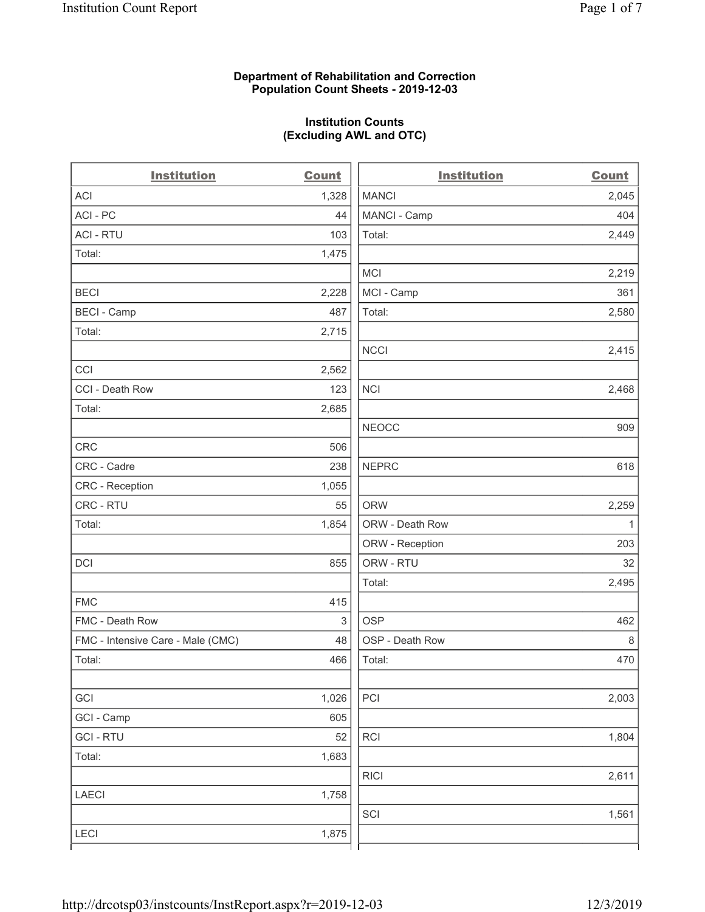**Department of Rehabilitation and Correction**
**Population Count Sheets - 2019-12-03**

**Institution Counts**
**(Excluding AWL and OTC)**

| Institution | Count |
|---|---|
| ACI | 1,328 |
| ACI - PC | 44 |
| ACI - RTU | 103 |
| Total: | 1,475 |
| | |
| BECI | 2,228 |
| BECI - Camp | 487 |
| Total: | 2,715 |
| | |
| CCI | 2,562 |
| CCI - Death Row | 123 |
| Total: | 2,685 |
| | |
| CRC | 506 |
| CRC - Cadre | 238 |
| CRC - Reception | 1,055 |
| CRC - RTU | 55 |
| Total: | 1,854 |
| | |
| DCI | 855 |
| | |
| FMC | 415 |
| FMC - Death Row | 3 |
| FMC - Intensive Care - Male (CMC) | 48 |
| Total: | 466 |
| | |
| GCI | 1,026 |
| GCI - Camp | 605 |
| GCI - RTU | 52 |
| Total: | 1,683 |
| | |
| LAECI | 1,758 |
| | |
| LECI | 1,875 |
| MANCI | 2,045 |
| MANCI - Camp | 404 |
| Total: | 2,449 |
| | |
| MCI | 2,219 |
| MCI - Camp | 361 |
| Total: | 2,580 |
| | |
| NCCI | 2,415 |
| | |
| NCI | 2,468 |
| | |
| NEOCC | 909 |
| | |
| NEPRC | 618 |
| | |
| ORW | 2,259 |
| ORW - Death Row | 1 |
| ORW - Reception | 203 |
| ORW - RTU | 32 |
| Total: | 2,495 |
| | |
| OSP | 462 |
| OSP - Death Row | 8 |
| Total: | 470 |
| | |
| PCI | 2,003 |
| | |
| RCI | 1,804 |
| | |
| RICI | 2,611 |
| | |
| SCI | 1,561 |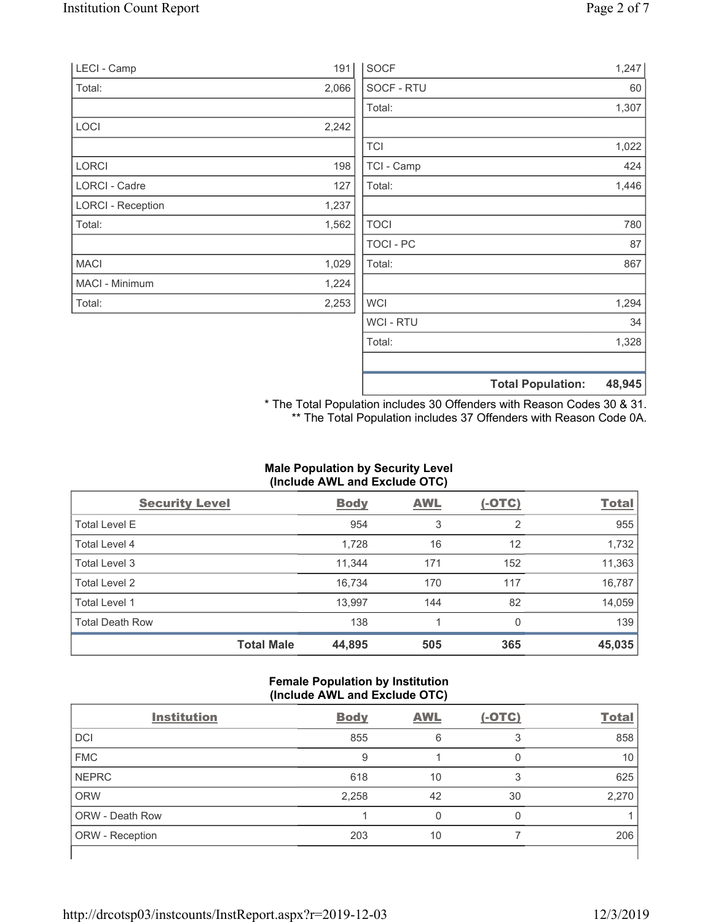| | |
|---|---|
| LECI - Camp | 191 |
| Total: | 2,066 |
| | |
| LOCI | 2,242 |
| | |
| LORCI | 198 |
| LORCI - Cadre | 127 |
| LORCI - Reception | 1,237 |
| Total: | 1,562 |
| | |
| MACI | 1,029 |
| MACI - Minimum | 1,224 |
| Total: | 2,253 |

| | |
|---|---|
| SOCF | 1,247 |
| SOCF - RTU | 60 |
| Total: | 1,307 |
| | |
| TCI | 1,022 |
| TCI - Camp | 424 |
| Total: | 1,446 |
| | |
| TOCI | 780 |
| TOCI - PC | 87 |
| Total: | 867 |
| | |
| WCI | 1,294 |
| WCI - RTU | 34 |
| Total: | 1,328 |
| | |
| **Total Population:** | **48,945** |

\* The Total Population includes 30 Offenders with Reason Codes 30 & 31.
\*\* The Total Population includes 37 Offenders with Reason Code 0A.

**Male Population by Security Level (Include AWL and Exclude OTC)**

| Security Level | Body | AWL | (-OTC) | Total |
|---|---|---|---|---|
| Total Level E | 954 | 3 | 2 | 955 |
| Total Level 4 | 1,728 | 16 | 12 | 1,732 |
| Total Level 3 | 11,344 | 171 | 152 | 11,363 |
| Total Level 2 | 16,734 | 170 | 117 | 16,787 |
| Total Level 1 | 13,997 | 144 | 82 | 14,059 |
| Total Death Row | 138 | 1 | 0 | 139 |
| **Total Male** | **44,895** | **505** | **365** | **45,035** |

**Female Population by Institution (Include AWL and Exclude OTC)**

| Institution | Body | AWL | (-OTC) | Total |
|---|---|---|---|---|
| DCI | 855 | 6 | 3 | 858 |
| FMC | 9 | 1 | 0 | 10 |
| NEPRC | 618 | 10 | 3 | 625 |
| ORW | 2,258 | 42 | 30 | 2,270 |
| ORW - Death Row | 1 | 0 | 0 | 1 |
| ORW - Reception | 203 | 10 | 7 | 206 |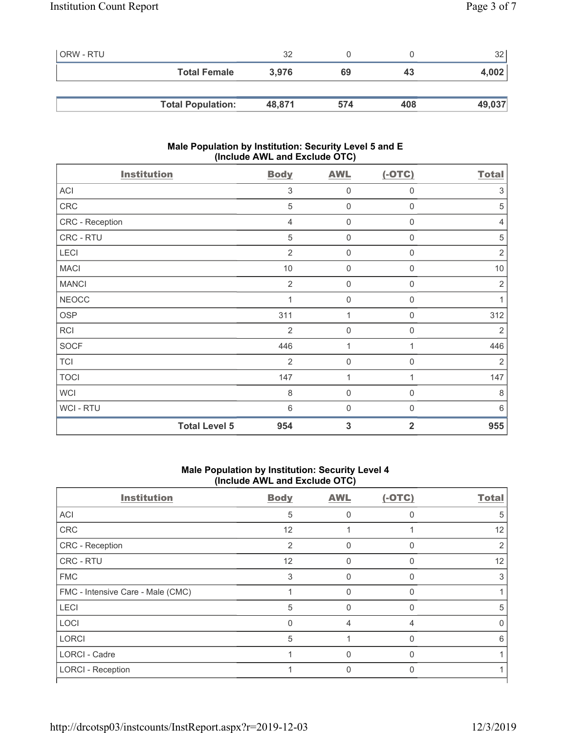| ORW - RTU | 32 | 0 | 0 | 32 |
|---|---|---|---|---|
| **Total Female** | **3,976** | **69** | **43** | **4,002** |
| | | | | |
| **Total Population:** | **48,871** | **574** | **408** | **49,037** |

### Male Population by Institution: Security Level 5 and E (Include AWL and Exclude OTC)

| Institution | Body | AWL | (-OTC) | Total |
|---|---|---|---|---|
| ACI | 3 | 0 | 0 | 3 |
| CRC | 5 | 0 | 0 | 5 |
| CRC - Reception | 4 | 0 | 0 | 4 |
| CRC - RTU | 5 | 0 | 0 | 5 |
| LECI | 2 | 0 | 0 | 2 |
| MACI | 10 | 0 | 0 | 10 |
| MANCI | 2 | 0 | 0 | 2 |
| NEOCC | 1 | 0 | 0 | 1 |
| OSP | 311 | 1 | 0 | 312 |
| RCI | 2 | 0 | 0 | 2 |
| SOCF | 446 | 1 | 1 | 446 |
| TCI | 2 | 0 | 0 | 2 |
| TOCI | 147 | 1 | 1 | 147 |
| WCI | 8 | 0 | 0 | 8 |
| WCI - RTU | 6 | 0 | 0 | 6 |
| **Total Level 5** | **954** | **3** | **2** | **955** |

### Male Population by Institution: Security Level 4 (Include AWL and Exclude OTC)

| Institution | Body | AWL | (-OTC) | Total |
|---|---|---|---|---|
| ACI | 5 | 0 | 0 | 5 |
| CRC | 12 | 1 | 1 | 12 |
| CRC - Reception | 2 | 0 | 0 | 2 |
| CRC - RTU | 12 | 0 | 0 | 12 |
| FMC | 3 | 0 | 0 | 3 |
| FMC - Intensive Care - Male (CMC) | 1 | 0 | 0 | 1 |
| LECI | 5 | 0 | 0 | 5 |
| LOCI | 0 | 4 | 4 | 0 |
| LORCI | 5 | 1 | 0 | 6 |
| LORCI - Cadre | 1 | 0 | 0 | 1 |
| LORCI - Reception | 1 | 0 | 0 | 1 |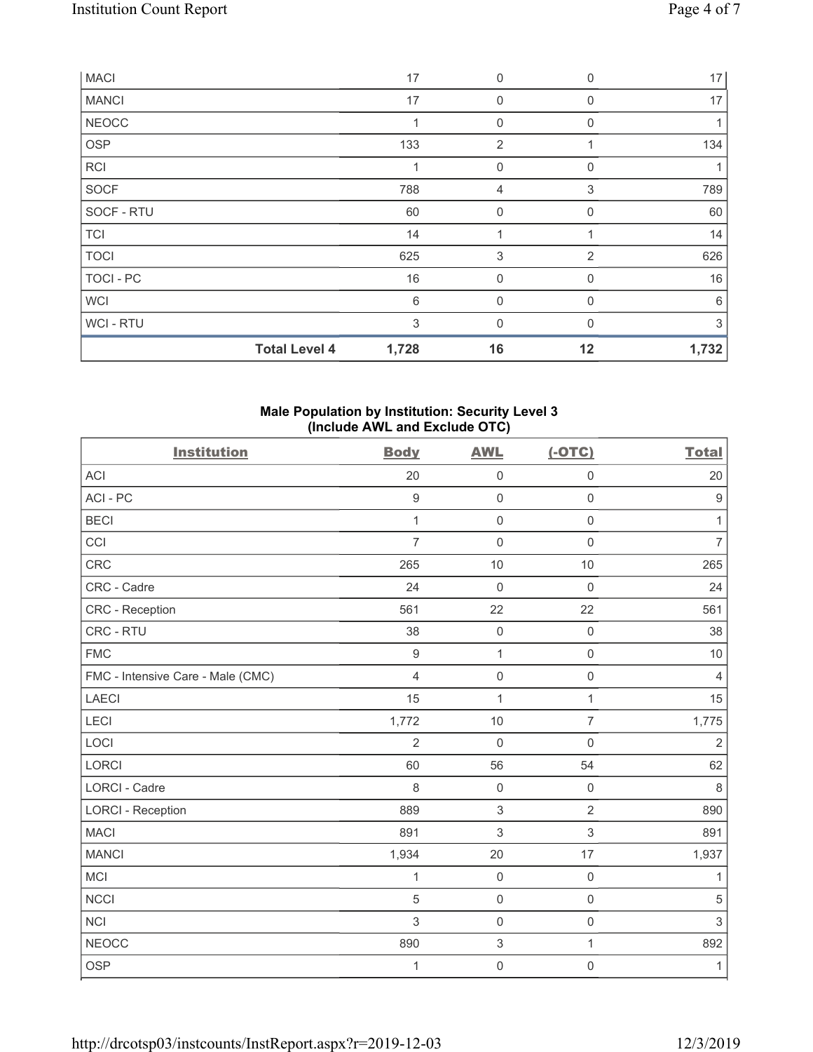| | Body | AWL | (-OTC) | Total |
|---|---|---|---|---|
| MACI | 17 | 0 | 0 | 17 |
| MANCI | 17 | 0 | 0 | 17 |
| NEOCC | 1 | 0 | 0 | 1 |
| OSP | 133 | 2 | 1 | 134 |
| RCI | 1 | 0 | 0 | 1 |
| SOCF | 788 | 4 | 3 | 789 |
| SOCF - RTU | 60 | 0 | 0 | 60 |
| TCI | 14 | 1 | 1 | 14 |
| TOCI | 625 | 3 | 2 | 626 |
| TOCI - PC | 16 | 0 | 0 | 16 |
| WCI | 6 | 0 | 0 | 6 |
| WCI - RTU | 3 | 0 | 0 | 3 |
| **Total Level 4** | **1,728** | **16** | **12** | **1,732** |

### Male Population by Institution: Security Level 3 (Include AWL and Exclude OTC)

| Institution | Body | AWL | (-OTC) | Total |
|---|---|---|---|---|
| ACI | 20 | 0 | 0 | 20 |
| ACI - PC | 9 | 0 | 0 | 9 |
| BECI | 1 | 0 | 0 | 1 |
| CCI | 7 | 0 | 0 | 7 |
| CRC | 265 | 10 | 10 | 265 |
| CRC - Cadre | 24 | 0 | 0 | 24 |
| CRC - Reception | 561 | 22 | 22 | 561 |
| CRC - RTU | 38 | 0 | 0 | 38 |
| FMC | 9 | 1 | 0 | 10 |
| FMC - Intensive Care - Male (CMC) | 4 | 0 | 0 | 4 |
| LAECI | 15 | 1 | 1 | 15 |
| LECI | 1,772 | 10 | 7 | 1,775 |
| LOCI | 2 | 0 | 0 | 2 |
| LORCI | 60 | 56 | 54 | 62 |
| LORCI - Cadre | 8 | 0 | 0 | 8 |
| LORCI - Reception | 889 | 3 | 2 | 890 |
| MACI | 891 | 3 | 3 | 891 |
| MANCI | 1,934 | 20 | 17 | 1,937 |
| MCI | 1 | 0 | 0 | 1 |
| NCCI | 5 | 0 | 0 | 5 |
| NCI | 3 | 0 | 0 | 3 |
| NEOCC | 890 | 3 | 1 | 892 |
| OSP | 1 | 0 | 0 | 1 |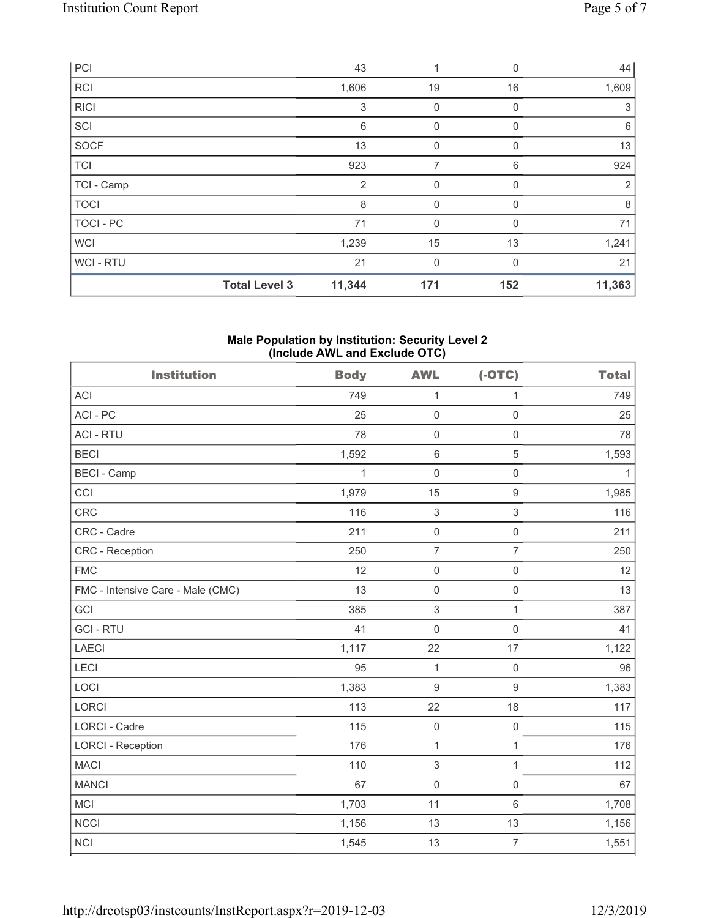| PCI | | 43 | 1 | 0 | 44 |
|---|---|---|---|---|---|
| RCI | | 1,606 | 19 | 16 | 1,609 |
| RICI | | 3 | 0 | 0 | 3 |
| SCI | | 6 | 0 | 0 | 6 |
| SOCF | | 13 | 0 | 0 | 13 |
| TCI | | 923 | 7 | 6 | 924 |
| TCI - Camp | | 2 | 0 | 0 | 2 |
| TOCI | | 8 | 0 | 0 | 8 |
| TOCI - PC | | 71 | 0 | 0 | 71 |
| WCI | | 1,239 | 15 | 13 | 1,241 |
| WCI - RTU | | 21 | 0 | 0 | 21 |
| | **Total Level 3** | **11,344** | **171** | **152** | **11,363** |

**Male Population by Institution: Security Level 2 (Include AWL and Exclude OTC)**

| Institution | Body | AWL | (-OTC) | Total |
|---|---|---|---|---|
| ACI | 749 | 1 | 1 | 749 |
| ACI - PC | 25 | 0 | 0 | 25 |
| ACI - RTU | 78 | 0 | 0 | 78 |
| BECI | 1,592 | 6 | 5 | 1,593 |
| BECI - Camp | 1 | 0 | 0 | 1 |
| CCI | 1,979 | 15 | 9 | 1,985 |
| CRC | 116 | 3 | 3 | 116 |
| CRC - Cadre | 211 | 0 | 0 | 211 |
| CRC - Reception | 250 | 7 | 7 | 250 |
| FMC | 12 | 0 | 0 | 12 |
| FMC - Intensive Care - Male (CMC) | 13 | 0 | 0 | 13 |
| GCI | 385 | 3 | 1 | 387 |
| GCI - RTU | 41 | 0 | 0 | 41 |
| LAECI | 1,117 | 22 | 17 | 1,122 |
| LECI | 95 | 1 | 0 | 96 |
| LOCI | 1,383 | 9 | 9 | 1,383 |
| LORCI | 113 | 22 | 18 | 117 |
| LORCI - Cadre | 115 | 0 | 0 | 115 |
| LORCI - Reception | 176 | 1 | 1 | 176 |
| MACI | 110 | 3 | 1 | 112 |
| MANCI | 67 | 0 | 0 | 67 |
| MCI | 1,703 | 11 | 6 | 1,708 |
| NCCI | 1,156 | 13 | 13 | 1,156 |
| NCI | 1,545 | 13 | 7 | 1,551 |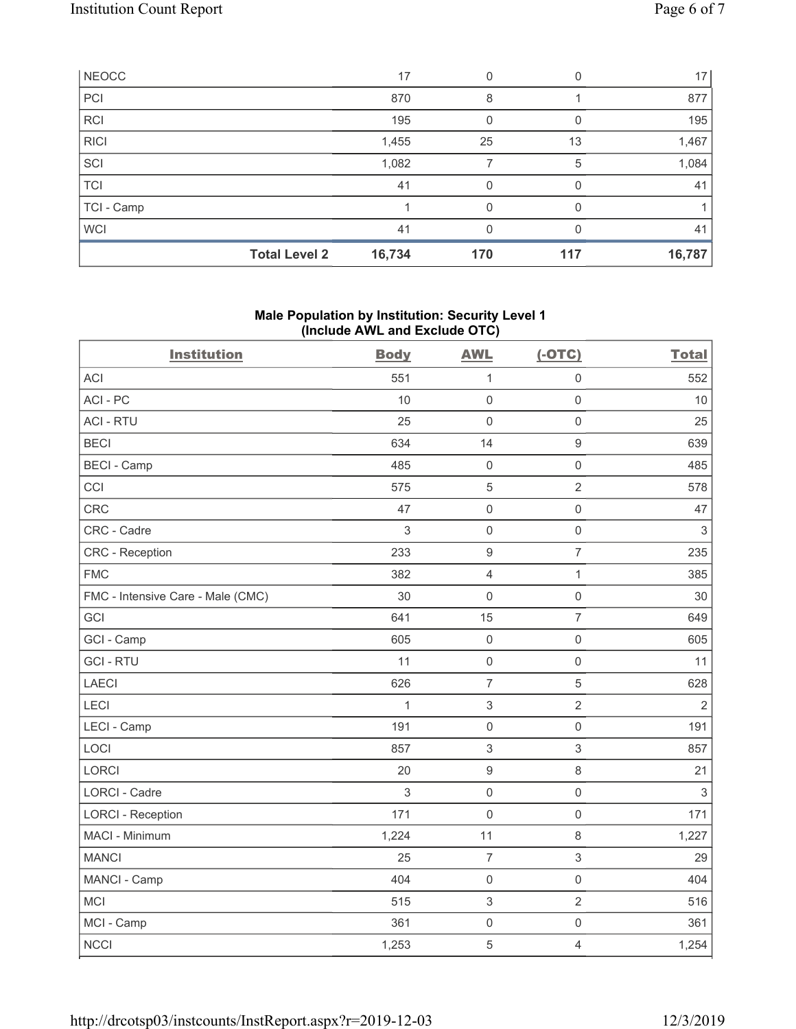| | Body | AWL | (-OTC) | Total |
|---|---|---|---|---|
| NEOCC | 17 | 0 | 0 | 17 |
| PCI | 870 | 8 | 1 | 877 |
| RCI | 195 | 0 | 0 | 195 |
| RICI | 1,455 | 25 | 13 | 1,467 |
| SCI | 1,082 | 7 | 5 | 1,084 |
| TCI | 41 | 0 | 0 | 41 |
| TCI - Camp | 1 | 0 | 0 | 1 |
| WCI | 41 | 0 | 0 | 41 |
| **Total Level 2** | **16,734** | **170** | **117** | **16,787** |

### Male Population by Institution: Security Level 1 (Include AWL and Exclude OTC)

| Institution | Body | AWL | (-OTC) | Total |
|---|---|---|---|---|
| ACI | 551 | 1 | 0 | 552 |
| ACI - PC | 10 | 0 | 0 | 10 |
| ACI - RTU | 25 | 0 | 0 | 25 |
| BECI | 634 | 14 | 9 | 639 |
| BECI - Camp | 485 | 0 | 0 | 485 |
| CCI | 575 | 5 | 2 | 578 |
| CRC | 47 | 0 | 0 | 47 |
| CRC - Cadre | 3 | 0 | 0 | 3 |
| CRC - Reception | 233 | 9 | 7 | 235 |
| FMC | 382 | 4 | 1 | 385 |
| FMC - Intensive Care - Male (CMC) | 30 | 0 | 0 | 30 |
| GCI | 641 | 15 | 7 | 649 |
| GCI - Camp | 605 | 0 | 0 | 605 |
| GCI - RTU | 11 | 0 | 0 | 11 |
| LAECI | 626 | 7 | 5 | 628 |
| LECI | 1 | 3 | 2 | 2 |
| LECI - Camp | 191 | 0 | 0 | 191 |
| LOCI | 857 | 3 | 3 | 857 |
| LORCI | 20 | 9 | 8 | 21 |
| LORCI - Cadre | 3 | 0 | 0 | 3 |
| LORCI - Reception | 171 | 0 | 0 | 171 |
| MACI - Minimum | 1,224 | 11 | 8 | 1,227 |
| MANCI | 25 | 7 | 3 | 29 |
| MANCI - Camp | 404 | 0 | 0 | 404 |
| MCI | 515 | 3 | 2 | 516 |
| MCI - Camp | 361 | 0 | 0 | 361 |
| NCCI | 1,253 | 5 | 4 | 1,254 |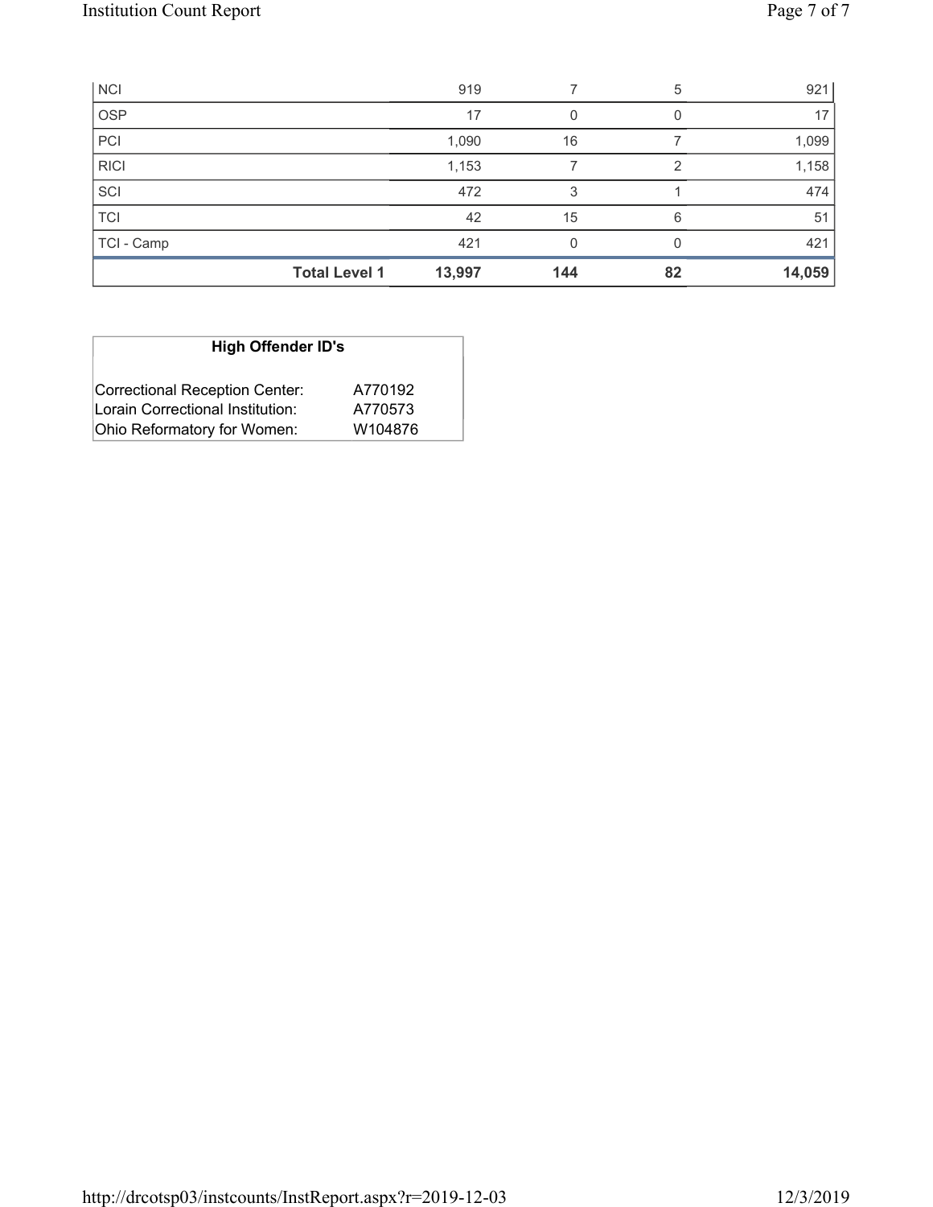| | | | | |
|---|---|---|---|---|
| NCI | 919 | 7 | 5 | 921 |
| OSP | 17 | 0 | 0 | 17 |
| PCI | 1,090 | 16 | 7 | 1,099 |
| RICI | 1,153 | 7 | 2 | 1,158 |
| SCI | 472 | 3 | 1 | 474 |
| TCI | 42 | 15 | 6 | 51 |
| TCI - Camp | 421 | 0 | 0 | 421 |
| **Total Level 1** | **13,997** | **144** | **82** | **14,059** |

| **High Offender ID's** | |
|---|---|
| Correctional Reception Center: | A770192 |
| Lorain Correctional Institution: | A770573 |
| Ohio Reformatory for Women: | W104876 |